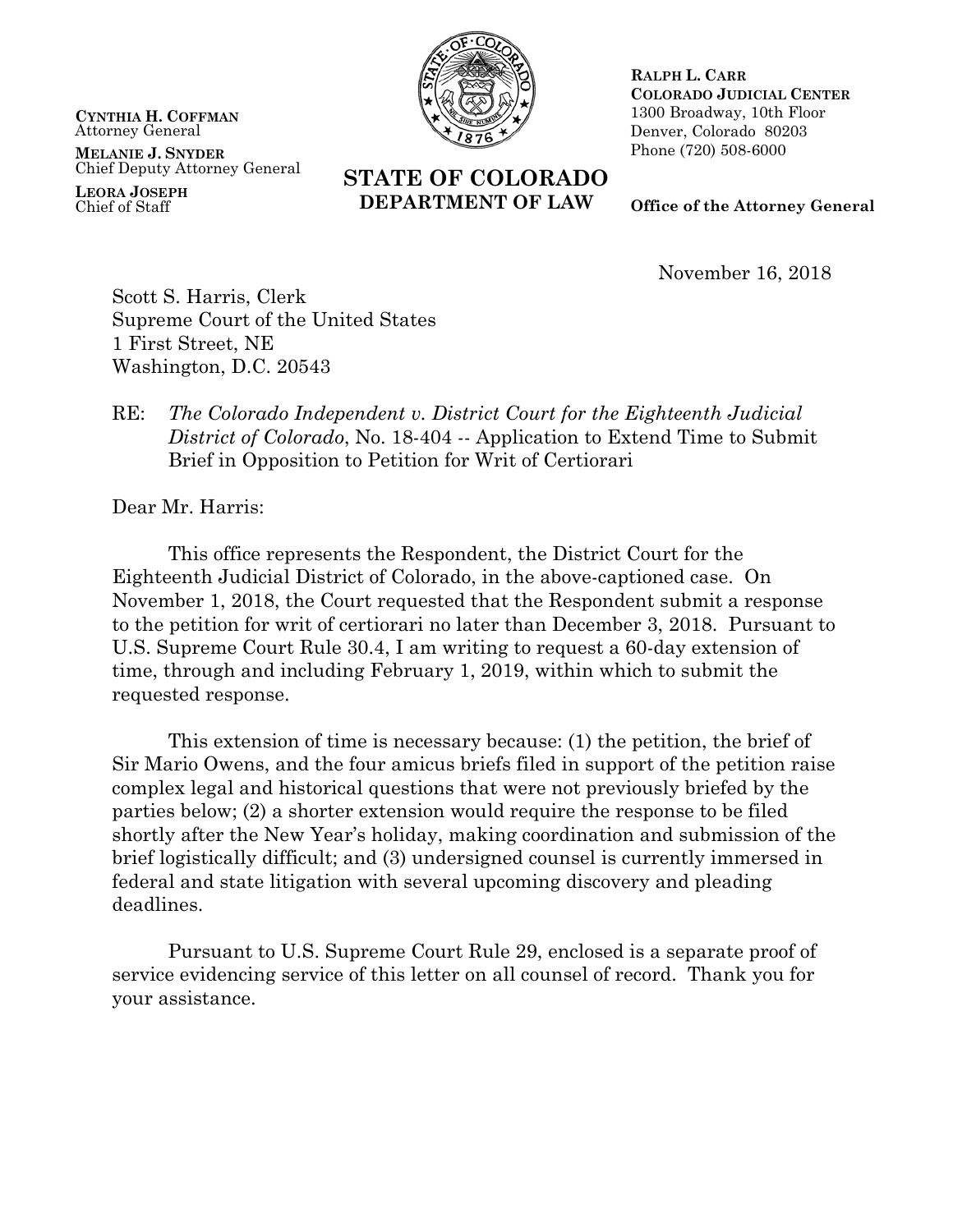**CYNTHIA H. COFFMAN**
Attorney General

**MELANIE J. SNYDER**
Chief Deputy Attorney General

**LEORA JOSEPH**
Chief of Staff

**STATE OF COLORADO**
**DEPARTMENT OF LAW**

**RALPH L. CARR**
**COLORADO JUDICIAL CENTER**
1300 Broadway, 10th Floor
Denver, Colorado 80203
Phone (720) 508-6000

**Office of the Attorney General**

November 16, 2018

Scott S. Harris, Clerk
Supreme Court of the United States
1 First Street, NE
Washington, D.C. 20543

RE: *The Colorado Independent v. District Court for the Eighteenth Judicial District of Colorado*, No. 18-404 -- Application to Extend Time to Submit Brief in Opposition to Petition for Writ of Certiorari

Dear Mr. Harris:

This office represents the Respondent, the District Court for the Eighteenth Judicial District of Colorado, in the above-captioned case. On November 1, 2018, the Court requested that the Respondent submit a response to the petition for writ of certiorari no later than December 3, 2018. Pursuant to U.S. Supreme Court Rule 30.4, I am writing to request a 60-day extension of time, through and including February 1, 2019, within which to submit the requested response.

This extension of time is necessary because: (1) the petition, the brief of Sir Mario Owens, and the four amicus briefs filed in support of the petition raise complex legal and historical questions that were not previously briefed by the parties below; (2) a shorter extension would require the response to be filed shortly after the New Year's holiday, making coordination and submission of the brief logistically difficult; and (3) undersigned counsel is currently immersed in federal and state litigation with several upcoming discovery and pleading deadlines.

Pursuant to U.S. Supreme Court Rule 29, enclosed is a separate proof of service evidencing service of this letter on all counsel of record. Thank you for your assistance.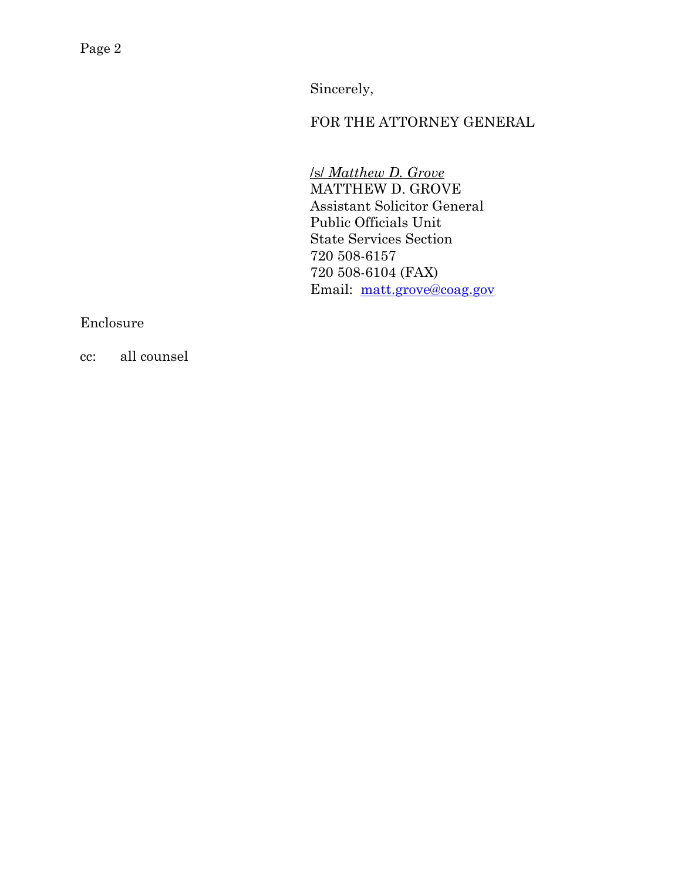Sincerely,

FOR THE ATTORNEY GENERAL

/s/ *Matthew D. Grove*
MATTHEW D. GROVE
Assistant Solicitor General
Public Officials Unit
State Services Section
720 508-6157
720 508-6104 (FAX)
Email: matt.grove@coag.gov

Enclosure

cc: all counsel